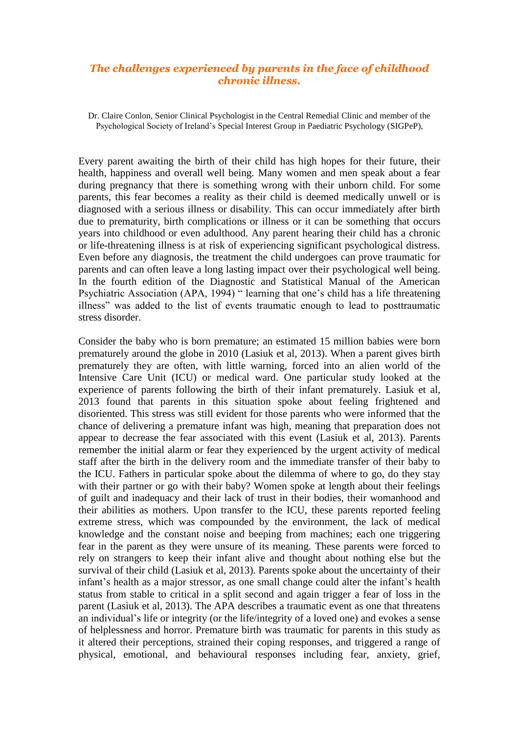# *The challenges experienced by parents in the face of childhood chronic illness.*

Dr. Claire Conlon, Senior Clinical Psychologist in the Central Remedial Clinic and member of the Psychological Society of Ireland's Special Interest Group in Paediatric Psychology (SIGPeP),

Every parent awaiting the birth of their child has high hopes for their future, their health, happiness and overall well being. Many women and men speak about a fear during pregnancy that there is something wrong with their unborn child. For some parents, this fear becomes a reality as their child is deemed medically unwell or is diagnosed with a serious illness or disability. This can occur immediately after birth due to prematurity, birth complications or illness or it can be something that occurs years into childhood or even adulthood. Any parent hearing their child has a chronic or life-threatening illness is at risk of experiencing significant psychological distress. Even before any diagnosis, the treatment the child undergoes can prove traumatic for parents and can often leave a long lasting impact over their psychological well being. In the fourth edition of the Diagnostic and Statistical Manual of the American Psychiatric Association (APA, 1994) " learning that one's child has a life threatening illness" was added to the list of events traumatic enough to lead to posttraumatic stress disorder.

Consider the baby who is born premature; an estimated 15 million babies were born prematurely around the globe in 2010 (Lasiuk et al, 2013). When a parent gives birth prematurely they are often, with little warning, forced into an alien world of the Intensive Care Unit (ICU) or medical ward. One particular study looked at the experience of parents following the birth of their infant prematurely. Lasiuk et al, 2013 found that parents in this situation spoke about feeling frightened and disoriented. This stress was still evident for those parents who were informed that the chance of delivering a premature infant was high, meaning that preparation does not appear to decrease the fear associated with this event (Lasiuk et al, 2013). Parents remember the initial alarm or fear they experienced by the urgent activity of medical staff after the birth in the delivery room and the immediate transfer of their baby to the ICU. Fathers in particular spoke about the dilemma of where to go, do they stay with their partner or go with their baby? Women spoke at length about their feelings of guilt and inadequacy and their lack of trust in their bodies, their womanhood and their abilities as mothers. Upon transfer to the ICU, these parents reported feeling extreme stress, which was compounded by the environment, the lack of medical knowledge and the constant noise and beeping from machines; each one triggering fear in the parent as they were unsure of its meaning. These parents were forced to rely on strangers to keep their infant alive and thought about nothing else but the survival of their child (Lasiuk et al, 2013). Parents spoke about the uncertainty of their infant's health as a major stressor, as one small change could alter the infant's health status from stable to critical in a split second and again trigger a fear of loss in the parent (Lasiuk et al, 2013). The APA describes a traumatic event as one that threatens an individual's life or integrity (or the life/integrity of a loved one) and evokes a sense of helplessness and horror. Premature birth was traumatic for parents in this study as it altered their perceptions, strained their coping responses, and triggered a range of physical, emotional, and behavioural responses including fear, anxiety, grief,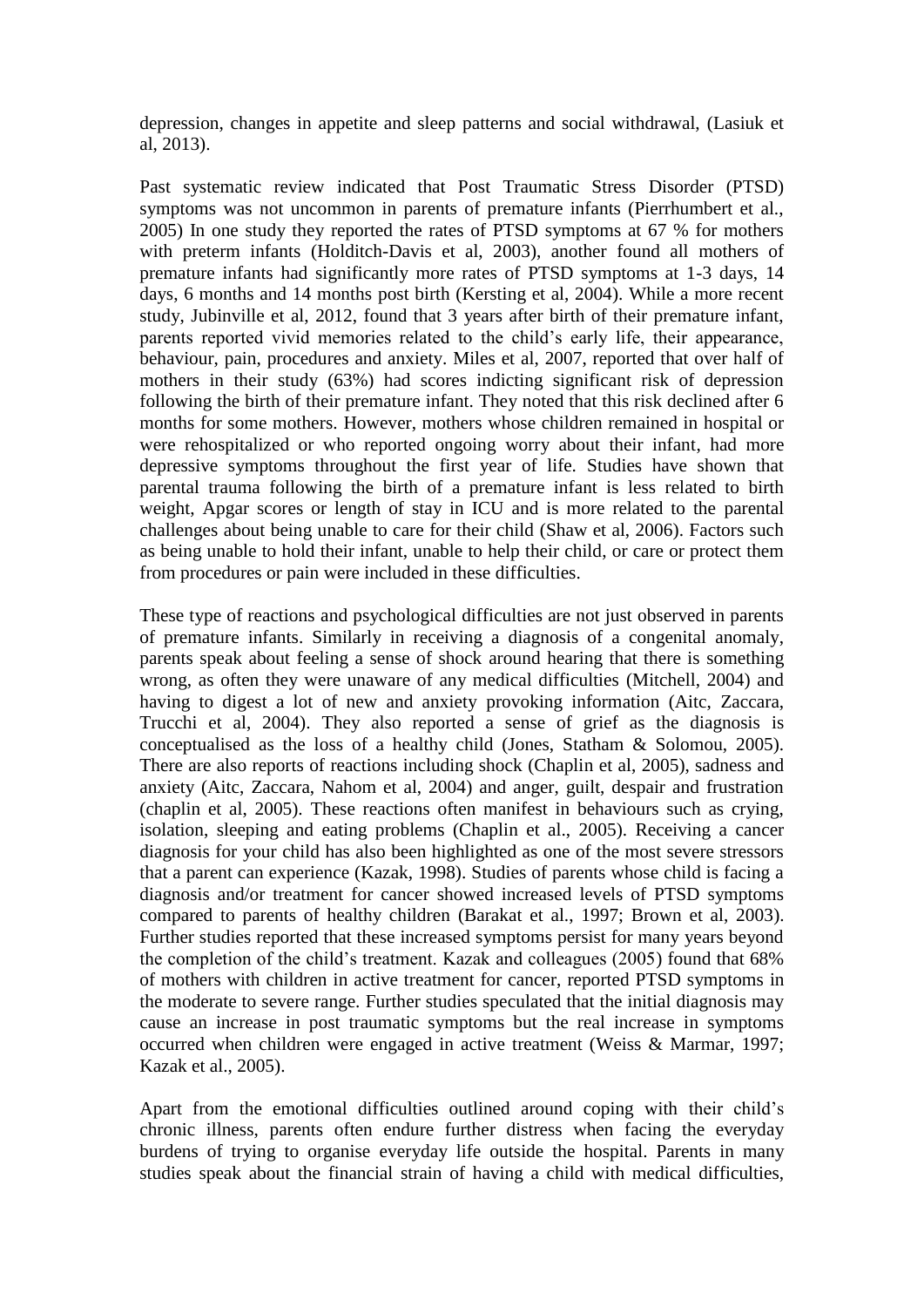depression, changes in appetite and sleep patterns and social withdrawal, (Lasiuk et al, 2013).

Past systematic review indicated that Post Traumatic Stress Disorder (PTSD) symptoms was not uncommon in parents of premature infants (Pierrhumbert et al., 2005) In one study they reported the rates of PTSD symptoms at 67 % for mothers with preterm infants (Holditch-Davis et al, 2003), another found all mothers of premature infants had significantly more rates of PTSD symptoms at 1-3 days, 14 days, 6 months and 14 months post birth (Kersting et al, 2004). While a more recent study, Jubinville et al, 2012, found that 3 years after birth of their premature infant, parents reported vivid memories related to the child's early life, their appearance, behaviour, pain, procedures and anxiety. Miles et al, 2007, reported that over half of mothers in their study (63%) had scores indicting significant risk of depression following the birth of their premature infant. They noted that this risk declined after 6 months for some mothers. However, mothers whose children remained in hospital or were rehospitalized or who reported ongoing worry about their infant, had more depressive symptoms throughout the first year of life. Studies have shown that parental trauma following the birth of a premature infant is less related to birth weight, Apgar scores or length of stay in ICU and is more related to the parental challenges about being unable to care for their child (Shaw et al, 2006). Factors such as being unable to hold their infant, unable to help their child, or care or protect them from procedures or pain were included in these difficulties.

These type of reactions and psychological difficulties are not just observed in parents of premature infants. Similarly in receiving a diagnosis of a congenital anomaly, parents speak about feeling a sense of shock around hearing that there is something wrong, as often they were unaware of any medical difficulties (Mitchell, 2004) and having to digest a lot of new and anxiety provoking information (Aitc, Zaccara, Trucchi et al, 2004). They also reported a sense of grief as the diagnosis is conceptualised as the loss of a healthy child (Jones, Statham & Solomou, 2005). There are also reports of reactions including shock (Chaplin et al, 2005), sadness and anxiety (Aitc, Zaccara, Nahom et al, 2004) and anger, guilt, despair and frustration (chaplin et al, 2005). These reactions often manifest in behaviours such as crying, isolation, sleeping and eating problems (Chaplin et al., 2005). Receiving a cancer diagnosis for your child has also been highlighted as one of the most severe stressors that a parent can experience (Kazak, 1998). Studies of parents whose child is facing a diagnosis and/or treatment for cancer showed increased levels of PTSD symptoms compared to parents of healthy children (Barakat et al., 1997; Brown et al, 2003). Further studies reported that these increased symptoms persist for many years beyond the completion of the child's treatment. Kazak and colleagues (2005) found that 68% of mothers with children in active treatment for cancer, reported PTSD symptoms in the moderate to severe range. Further studies speculated that the initial diagnosis may cause an increase in post traumatic symptoms but the real increase in symptoms occurred when children were engaged in active treatment (Weiss & Marmar, 1997; Kazak et al., 2005).

Apart from the emotional difficulties outlined around coping with their child's chronic illness, parents often endure further distress when facing the everyday burdens of trying to organise everyday life outside the hospital. Parents in many studies speak about the financial strain of having a child with medical difficulties,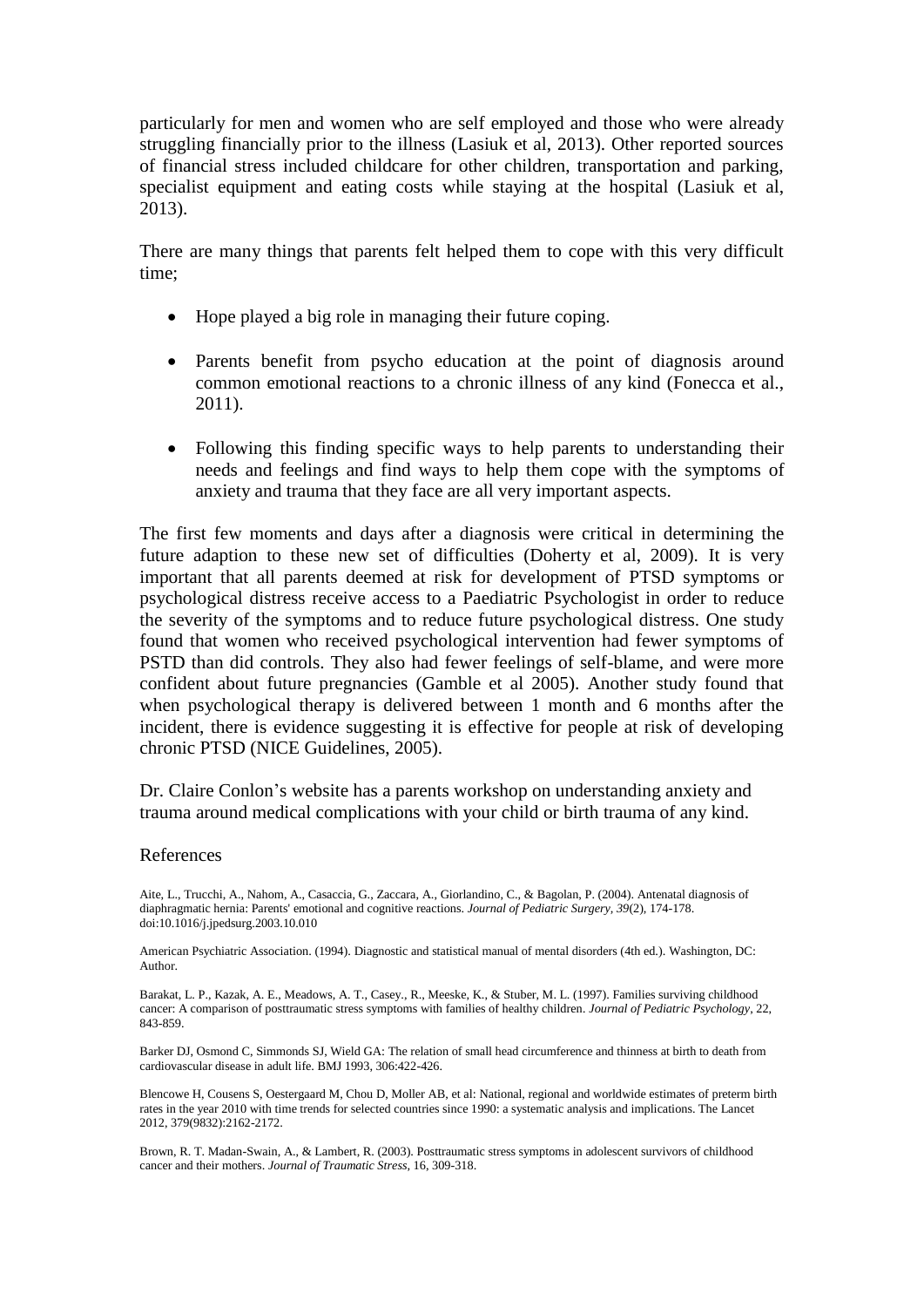particularly for men and women who are self employed and those who were already struggling financially prior to the illness (Lasiuk et al, 2013). Other reported sources of financial stress included childcare for other children, transportation and parking, specialist equipment and eating costs while staying at the hospital (Lasiuk et al, 2013).

There are many things that parents felt helped them to cope with this very difficult time;

- Hope played a big role in managing their future coping.
- Parents benefit from psycho education at the point of diagnosis around common emotional reactions to a chronic illness of any kind (Fonecca et al., 2011).
- Following this finding specific ways to help parents to understanding their needs and feelings and find ways to help them cope with the symptoms of anxiety and trauma that they face are all very important aspects.

The first few moments and days after a diagnosis were critical in determining the future adaption to these new set of difficulties (Doherty et al, 2009). It is very important that all parents deemed at risk for development of PTSD symptoms or psychological distress receive access to a Paediatric Psychologist in order to reduce the severity of the symptoms and to reduce future psychological distress. One study found that women who received psychological intervention had fewer symptoms of PSTD than did controls. They also had fewer feelings of self-blame, and were more confident about future pregnancies (Gamble et al 2005). Another study found that when psychological therapy is delivered between 1 month and 6 months after the incident, there is evidence suggesting it is effective for people at risk of developing chronic PTSD (NICE Guidelines, 2005).

Dr. Claire Conlon's website has a parents workshop on understanding anxiety and trauma around medical complications with your child or birth trauma of any kind.

## References

Aite, L., Trucchi, A., Nahom, A., Casaccia, G., Zaccara, A., Giorlandino, C., & Bagolan, P. (2004). Antenatal diagnosis of diaphragmatic hernia: Parents' emotional and cognitive reactions. *Journal of Pediatric Surgery, 39*(2), 174-178. doi:10.1016/j.jpedsurg.2003.10.010

American Psychiatric Association. (1994). Diagnostic and statistical manual of mental disorders (4th ed.). Washington, DC: Author.

Barakat, L. P., Kazak, A. E., Meadows, A. T., Casey., R., Meeske, K., & Stuber, M. L. (1997). Families surviving childhood cancer: A comparison of posttraumatic stress symptoms with families of healthy children. *Journal of Pediatric Psychology*, 22, 843-859.

Barker DJ, Osmond C, Simmonds SJ, Wield GA: The relation of small head circumference and thinness at birth to death from cardiovascular disease in adult life. BMJ 1993, 306:422-426.

Blencowe H, Cousens S, Oestergaard M, Chou D, Moller AB, et al: National, regional and worldwide estimates of preterm birth rates in the year 2010 with time trends for selected countries since 1990: a systematic analysis and implications. The Lancet 2012, 379(9832):2162-2172.

Brown, R. T. Madan-Swain, A., & Lambert, R. (2003). Posttraumatic stress symptoms in adolescent survivors of childhood cancer and their mothers. *Journal of Traumatic Stress*, 16, 309-318.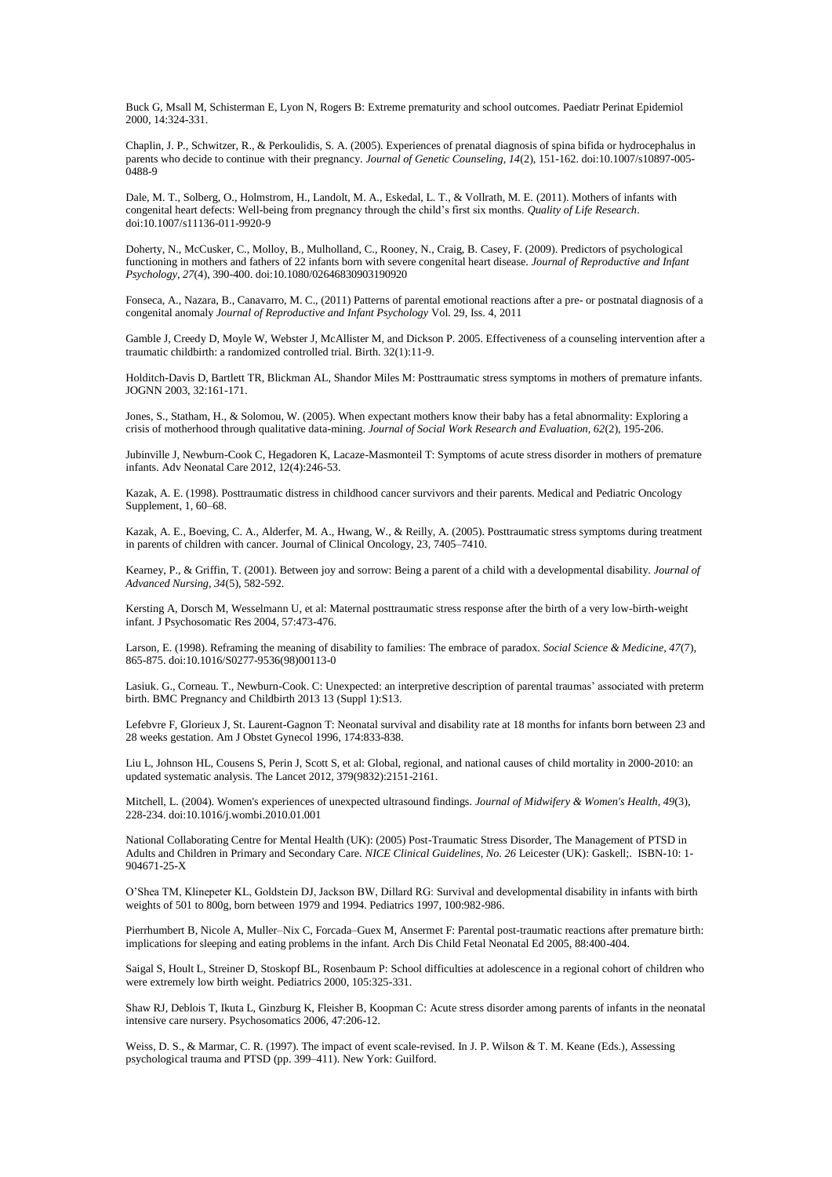Buck G, Msall M, Schisterman E, Lyon N, Rogers B: Extreme prematurity and school outcomes. Paediatr Perinat Epidemiol 2000, 14:324-331.

Chaplin, J. P., Schwitzer, R., & Perkoulidis, S. A. (2005). Experiences of prenatal diagnosis of spina bifida or hydrocephalus in parents who decide to continue with their pregnancy. *Journal of Genetic Counseling, 14*(2), 151-162. doi:10.1007/s10897-005-0488-9

Dale, M. T., Solberg, O., Holmstrom, H., Landolt, M. A., Eskedal, L. T., & Vollrath, M. E. (2011). Mothers of infants with congenital heart defects: Well-being from pregnancy through the child's first six months. *Quality of Life Research*. doi:10.1007/s11136-011-9920-9

Doherty, N., McCusker, C., Molloy, B., Mulholland, C., Rooney, N., Craig, B. Casey, F. (2009). Predictors of psychological functioning in mothers and fathers of 22 infants born with severe congenital heart disease. *Journal of Reproductive and Infant Psychology, 27*(4), 390-400. doi:10.1080/02646830903190920

Fonseca, A., Nazara, B., Canavarro, M. C., (2011) Patterns of parental emotional reactions after a pre- or postnatal diagnosis of a congenital anomaly *Journal of Reproductive and Infant Psychology* Vol. 29, Iss. 4, 2011

Gamble J, Creedy D, Moyle W, Webster J, McAllister M, and Dickson P. 2005. Effectiveness of a counseling intervention after a traumatic childbirth: a randomized controlled trial. Birth. 32(1):11-9.

Holditch-Davis D, Bartlett TR, Blickman AL, Shandor Miles M: Posttraumatic stress symptoms in mothers of premature infants. JOGNN 2003, 32:161-171.

Jones, S., Statham, H., & Solomou, W. (2005). When expectant mothers know their baby has a fetal abnormality: Exploring a crisis of motherhood through qualitative data-mining. *Journal of Social Work Research and Evaluation, 62*(2), 195-206.

Jubinville J, Newburn-Cook C, Hegadoren K, Lacaze-Masmonteil T: Symptoms of acute stress disorder in mothers of premature infants. Adv Neonatal Care 2012, 12(4):246-53.

Kazak, A. E. (1998). Posttraumatic distress in childhood cancer survivors and their parents. Medical and Pediatric Oncology Supplement, 1, 60–68.

Kazak, A. E., Boeving, C. A., Alderfer, M. A., Hwang, W., & Reilly, A. (2005). Posttraumatic stress symptoms during treatment in parents of children with cancer. Journal of Clinical Oncology, 23, 7405–7410.

Kearney, P., & Griffin, T. (2001). Between joy and sorrow: Being a parent of a child with a developmental disability. *Journal of Advanced Nursing, 34*(5), 582-592.

Kersting A, Dorsch M, Wesselmann U, et al: Maternal posttraumatic stress response after the birth of a very low-birth-weight infant. J Psychosomatic Res 2004, 57:473-476.

Larson, E. (1998). Reframing the meaning of disability to families: The embrace of paradox. *Social Science & Medicine, 47*(7), 865-875. doi:10.1016/S0277-9536(98)00113-0

Lasiuk. G., Corneau. T., Newburn-Cook. C: Unexpected: an interpretive description of parental traumas' associated with preterm birth. BMC Pregnancy and Childbirth 2013 13 (Suppl 1):S13.

Lefebvre F, Glorieux J, St. Laurent-Gagnon T: Neonatal survival and disability rate at 18 months for infants born between 23 and 28 weeks gestation. Am J Obstet Gynecol 1996, 174:833-838.

Liu L, Johnson HL, Cousens S, Perin J, Scott S, et al: Global, regional, and national causes of child mortality in 2000-2010: an updated systematic analysis. The Lancet 2012, 379(9832):2151-2161.

Mitchell, L. (2004). Women's experiences of unexpected ultrasound findings. *Journal of Midwifery & Women's Health, 49*(3), 228-234. doi:10.1016/j.wombi.2010.01.001

National Collaborating Centre for Mental Health (UK): (2005) Post-Traumatic Stress Disorder, The Management of PTSD in Adults and Children in Primary and Secondary Care. *NICE Clinical Guidelines, No. 26* Leicester (UK): Gaskell;. ISBN-10: 1-904671-25-X

O'Shea TM, Klinepeter KL, Goldstein DJ, Jackson BW, Dillard RG: Survival and developmental disability in infants with birth weights of 501 to 800g, born between 1979 and 1994. Pediatrics 1997, 100:982-986.

Pierrhumbert B, Nicole A, Muller–Nix C, Forcada–Guex M, Ansermet F: Parental post-traumatic reactions after premature birth: implications for sleeping and eating problems in the infant. Arch Dis Child Fetal Neonatal Ed 2005, 88:400-404.

Saigal S, Hoult L, Streiner D, Stoskopf BL, Rosenbaum P: School difficulties at adolescence in a regional cohort of children who were extremely low birth weight. Pediatrics 2000, 105:325-331.

Shaw RJ, Deblois T, Ikuta L, Ginzburg K, Fleisher B, Koopman C: Acute stress disorder among parents of infants in the neonatal intensive care nursery. Psychosomatics 2006, 47:206-12.

Weiss, D. S., & Marmar, C. R. (1997). The impact of event scale-revised. In J. P. Wilson & T. M. Keane (Eds.), Assessing psychological trauma and PTSD (pp. 399–411). New York: Guilford.